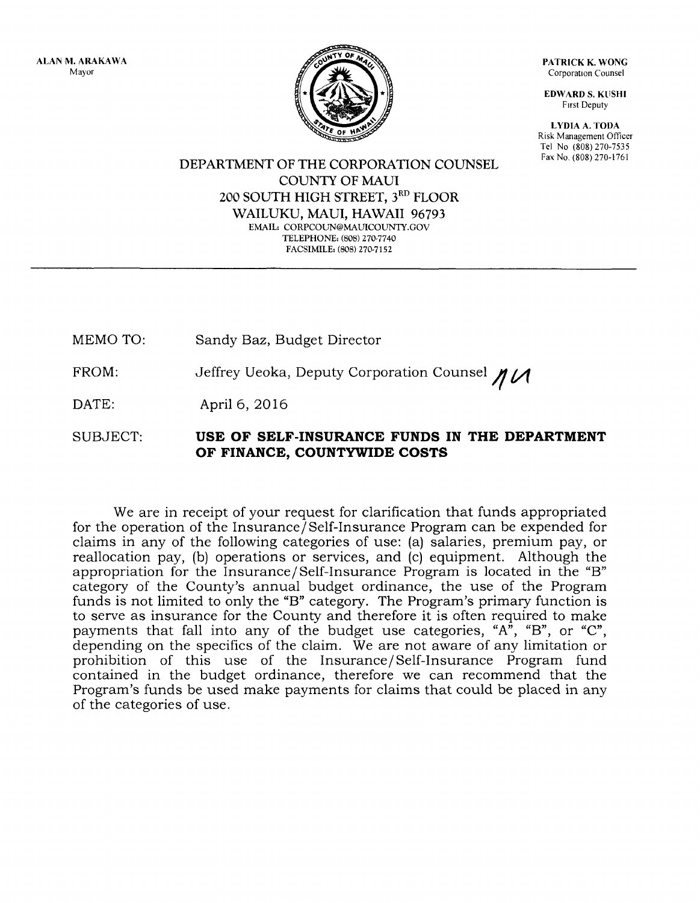ALAN M. ARAKAWA
Mayor

PATRICK K. WONG
Corporation Counsel

EDWARD S. KUSHI
First Deputy

LYDIA A. TODA
Risk Management Officer
Tel No (808) 270-7535
Fax No. (808) 270-1761

DEPARTMENT OF THE CORPORATION COUNSEL
COUNTY OF MAUI
200 SOUTH HIGH STREET, 3RD FLOOR
WAILUKU, MAUI, HAWAII 96793
EMAIL: CORPCOUN@MAUICOUNTY.GOV
TELEPHONE: (808) 270-7740
FACSIMILE: (808) 270-7152

---

MEMO TO: Sandy Baz, Budget Director

FROM: Jeffrey Ueoka, Deputy Corporation Counsel

DATE: April 6, 2016

SUBJECT: **USE OF SELF-INSURANCE FUNDS IN THE DEPARTMENT OF FINANCE, COUNTYWIDE COSTS**

We are in receipt of your request for clarification that funds appropriated for the operation of the Insurance/Self-Insurance Program can be expended for claims in any of the following categories of use: (a) salaries, premium pay, or reallocation pay, (b) operations or services, and (c) equipment. Although the appropriation for the Insurance/Self-Insurance Program is located in the "B" category of the County's annual budget ordinance, the use of the Program funds is not limited to only the "B" category. The Program's primary function is to serve as insurance for the County and therefore it is often required to make payments that fall into any of the budget use categories, "A", "B", or "C", depending on the specifics of the claim. We are not aware of any limitation or prohibition of this use of the Insurance/Self-Insurance Program fund contained in the budget ordinance, therefore we can recommend that the Program's funds be used make payments for claims that could be placed in any of the categories of use.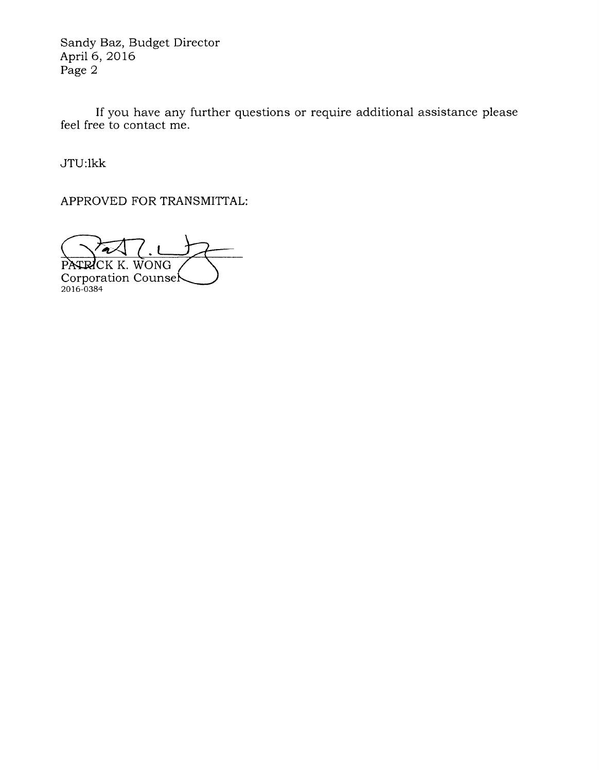If you have any further questions or require additional assistance please feel free to contact me.

JTU:lkk

APPROVED FOR TRANSMITTAL:

PATRICK K. WONG
Corporation Counsel
2016-0384